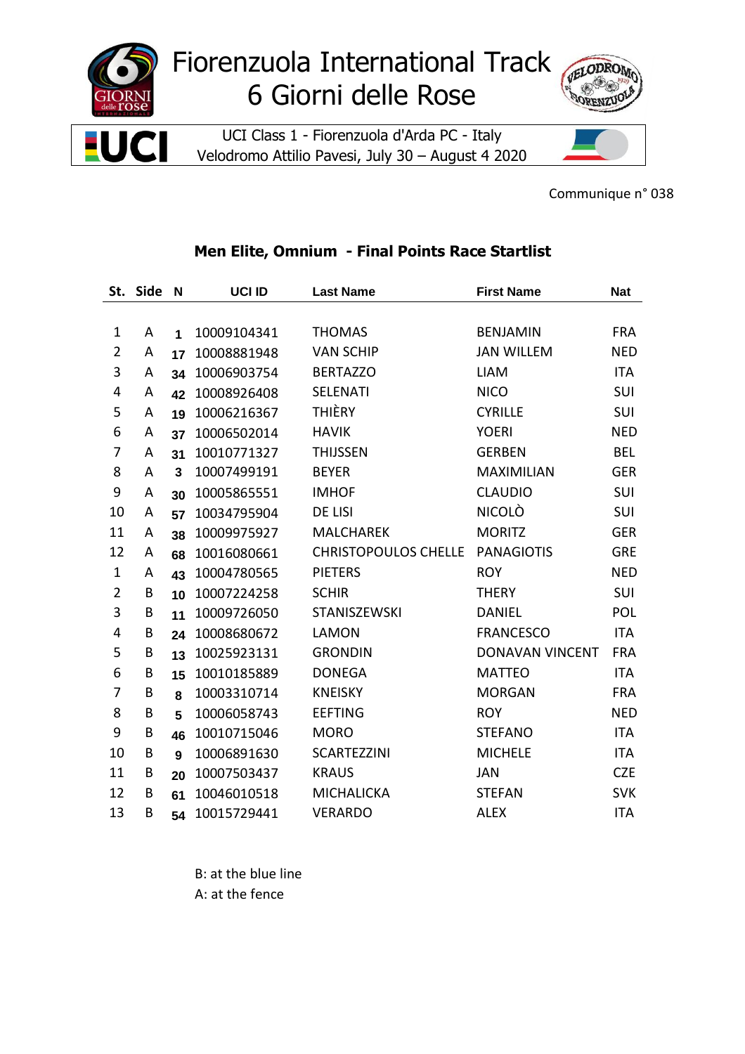# Fiorenzuola International Track 6 Giorni delle Rose

UCI Class 1 - Fiorenzuola d'Arda PC - Italy
Velodromo Attilio Pavesi, July 30 – August 4 2020

Communique n° 038

## Men Elite, Omnium - Final Points Race Startlist

| St. | Side | N | UCI ID | Last Name | First Name | Nat |
|---|---|---|---|---|---|---|
| 1 | A | 1 | 10009104341 | THOMAS | BENJAMIN | FRA |
| 2 | A | 17 | 10008881948 | VAN SCHIP | JAN WILLEM | NED |
| 3 | A | 34 | 10006903754 | BERTAZZO | LIAM | ITA |
| 4 | A | 42 | 10008926408 | SELENATI | NICO | SUI |
| 5 | A | 19 | 10006216367 | THIÈRY | CYRILLE | SUI |
| 6 | A | 37 | 10006502014 | HAVIK | YOERI | NED |
| 7 | A | 31 | 10010771327 | THIJSSEN | GERBEN | BEL |
| 8 | A | 3 | 10007499191 | BEYER | MAXIMILIAN | GER |
| 9 | A | 30 | 10005865551 | IMHOF | CLAUDIO | SUI |
| 10 | A | 57 | 10034795904 | DE LISI | NICOLÒ | SUI |
| 11 | A | 38 | 10009975927 | MALCHAREK | MORITZ | GER |
| 12 | A | 68 | 10016080661 | CHRISTOPOULOS CHELLE | PANAGIOTIS | GRE |
| 1 | A | 43 | 10004780565 | PIETERS | ROY | NED |
| 2 | B | 10 | 10007224258 | SCHIR | THERY | SUI |
| 3 | B | 11 | 10009726050 | STANISZEWSKI | DANIEL | POL |
| 4 | B | 24 | 10008680672 | LAMON | FRANCESCO | ITA |
| 5 | B | 13 | 10025923131 | GRONDIN | DONAVAN VINCENT | FRA |
| 6 | B | 15 | 10010185889 | DONEGA | MATTEO | ITA |
| 7 | B | 8 | 10003310714 | KNEISKY | MORGAN | FRA |
| 8 | B | 5 | 10006058743 | EEFTING | ROY | NED |
| 9 | B | 46 | 10010715046 | MORO | STEFANO | ITA |
| 10 | B | 9 | 10006891630 | SCARTEZZINI | MICHELE | ITA |
| 11 | B | 20 | 10007503437 | KRAUS | JAN | CZE |
| 12 | B | 61 | 10046010518 | MICHALICKA | STEFAN | SVK |
| 13 | B | 54 | 10015729441 | VERARDO | ALEX | ITA |

B: at the blue line
A: at the fence